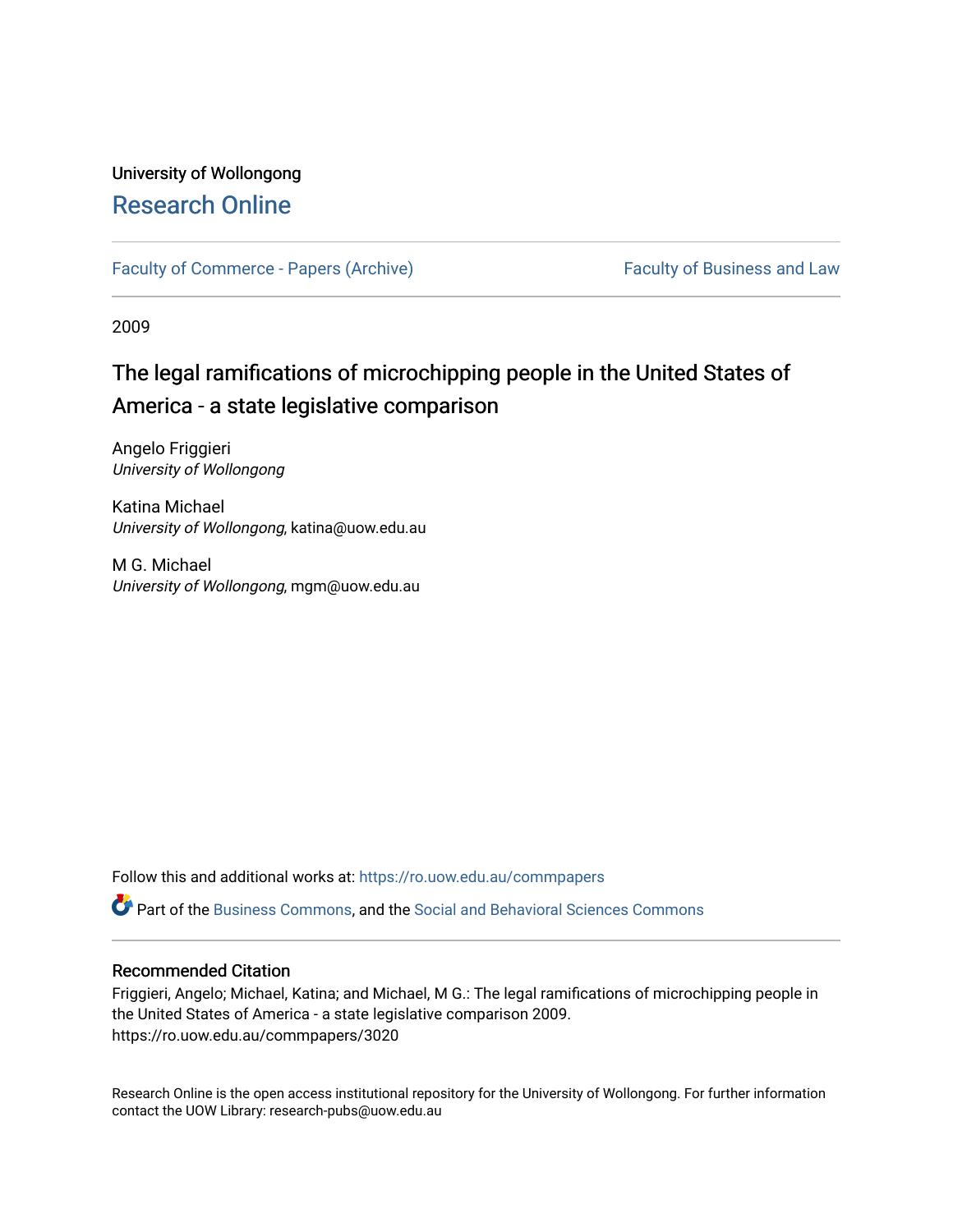University of Wollongong

# Research Online

Faculty of Commerce - Papers (Archive) | Faculty of Business and Law

2009

## The legal ramifications of microchipping people in the United States of America - a state legislative comparison

Angelo Friggieri
*University of Wollongong*

Katina Michael
*University of Wollongong*, katina@uow.edu.au

M G. Michael
*University of Wollongong*, mgm@uow.edu.au

Follow this and additional works at: https://ro.uow.edu.au/commpapers

Part of the Business Commons, and the Social and Behavioral Sciences Commons

### Recommended Citation

Friggieri, Angelo; Michael, Katina; and Michael, M G.: The legal ramifications of microchipping people in the United States of America - a state legislative comparison 2009.
https://ro.uow.edu.au/commpapers/3020

Research Online is the open access institutional repository for the University of Wollongong. For further information contact the UOW Library: research-pubs@uow.edu.au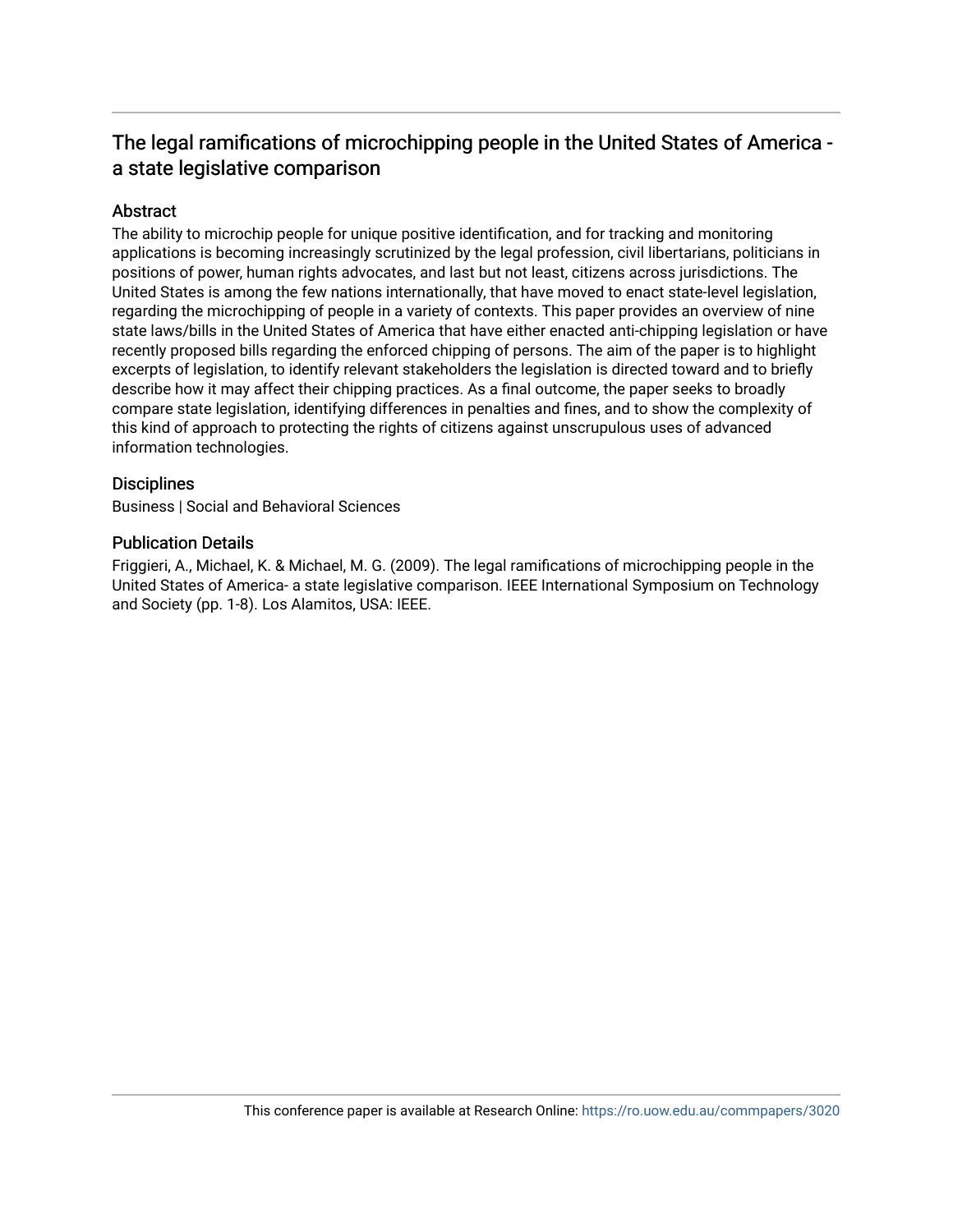## The legal ramifications of microchipping people in the United States of America - a state legislative comparison

### Abstract

The ability to microchip people for unique positive identification, and for tracking and monitoring applications is becoming increasingly scrutinized by the legal profession, civil libertarians, politicians in positions of power, human rights advocates, and last but not least, citizens across jurisdictions. The United States is among the few nations internationally, that have moved to enact state-level legislation, regarding the microchipping of people in a variety of contexts. This paper provides an overview of nine state laws/bills in the United States of America that have either enacted anti-chipping legislation or have recently proposed bills regarding the enforced chipping of persons. The aim of the paper is to highlight excerpts of legislation, to identify relevant stakeholders the legislation is directed toward and to briefly describe how it may affect their chipping practices. As a final outcome, the paper seeks to broadly compare state legislation, identifying differences in penalties and fines, and to show the complexity of this kind of approach to protecting the rights of citizens against unscrupulous uses of advanced information technologies.

### Disciplines

Business | Social and Behavioral Sciences

### Publication Details

Friggieri, A., Michael, K. & Michael, M. G. (2009). The legal ramifications of microchipping people in the United States of America- a state legislative comparison. IEEE International Symposium on Technology and Society (pp. 1-8). Los Alamitos, USA: IEEE.

This conference paper is available at Research Online: https://ro.uow.edu.au/commpapers/3020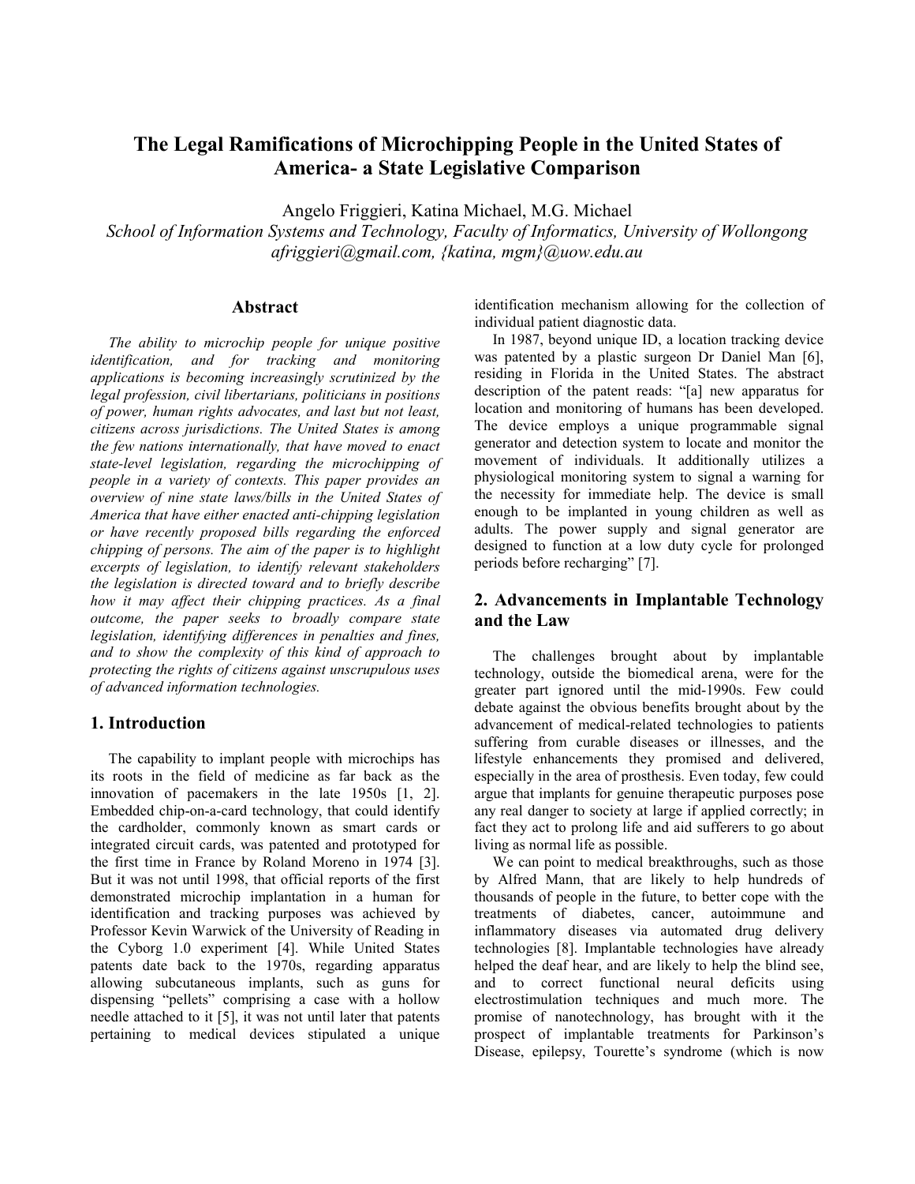# The Legal Ramifications of Microchipping People in the United States of America- a State Legislative Comparison

Angelo Friggieri, Katina Michael, M.G. Michael

*School of Information Systems and Technology, Faculty of Informatics, University of Wollongong*
*afriggieri@gmail.com, {katina, mgm}@uow.edu.au*

## Abstract

*The ability to microchip people for unique positive identification, and for tracking and monitoring applications is becoming increasingly scrutinized by the legal profession, civil libertarians, politicians in positions of power, human rights advocates, and last but not least, citizens across jurisdictions. The United States is among the few nations internationally, that have moved to enact state-level legislation, regarding the microchipping of people in a variety of contexts. This paper provides an overview of nine state laws/bills in the United States of America that have either enacted anti-chipping legislation or have recently proposed bills regarding the enforced chipping of persons. The aim of the paper is to highlight excerpts of legislation, to identify relevant stakeholders the legislation is directed toward and to briefly describe how it may affect their chipping practices. As a final outcome, the paper seeks to broadly compare state legislation, identifying differences in penalties and fines, and to show the complexity of this kind of approach to protecting the rights of citizens against unscrupulous uses of advanced information technologies.*

## 1. Introduction

The capability to implant people with microchips has its roots in the field of medicine as far back as the innovation of pacemakers in the late 1950s [1, 2]. Embedded chip-on-a-card technology, that could identify the cardholder, commonly known as smart cards or integrated circuit cards, was patented and prototyped for the first time in France by Roland Moreno in 1974 [3]. But it was not until 1998, that official reports of the first demonstrated microchip implantation in a human for identification and tracking purposes was achieved by Professor Kevin Warwick of the University of Reading in the Cyborg 1.0 experiment [4]. While United States patents date back to the 1970s, regarding apparatus allowing subcutaneous implants, such as guns for dispensing "pellets" comprising a case with a hollow needle attached to it [5], it was not until later that patents pertaining to medical devices stipulated a unique identification mechanism allowing for the collection of individual patient diagnostic data.

In 1987, beyond unique ID, a location tracking device was patented by a plastic surgeon Dr Daniel Man [6], residing in Florida in the United States. The abstract description of the patent reads: "[a] new apparatus for location and monitoring of humans has been developed. The device employs a unique programmable signal generator and detection system to locate and monitor the movement of individuals. It additionally utilizes a physiological monitoring system to signal a warning for the necessity for immediate help. The device is small enough to be implanted in young children as well as adults. The power supply and signal generator are designed to function at a low duty cycle for prolonged periods before recharging" [7].

## 2. Advancements in Implantable Technology and the Law

The challenges brought about by implantable technology, outside the biomedical arena, were for the greater part ignored until the mid-1990s. Few could debate against the obvious benefits brought about by the advancement of medical-related technologies to patients suffering from curable diseases or illnesses, and the lifestyle enhancements they promised and delivered, especially in the area of prosthesis. Even today, few could argue that implants for genuine therapeutic purposes pose any real danger to society at large if applied correctly; in fact they act to prolong life and aid sufferers to go about living as normal life as possible.

We can point to medical breakthroughs, such as those by Alfred Mann, that are likely to help hundreds of thousands of people in the future, to better cope with the treatments of diabetes, cancer, autoimmune and inflammatory diseases via automated drug delivery technologies [8]. Implantable technologies have already helped the deaf hear, and are likely to help the blind see, and to correct functional neural deficits using electrostimulation techniques and much more. The promise of nanotechnology, has brought with it the prospect of implantable treatments for Parkinson's Disease, epilepsy, Tourette's syndrome (which is now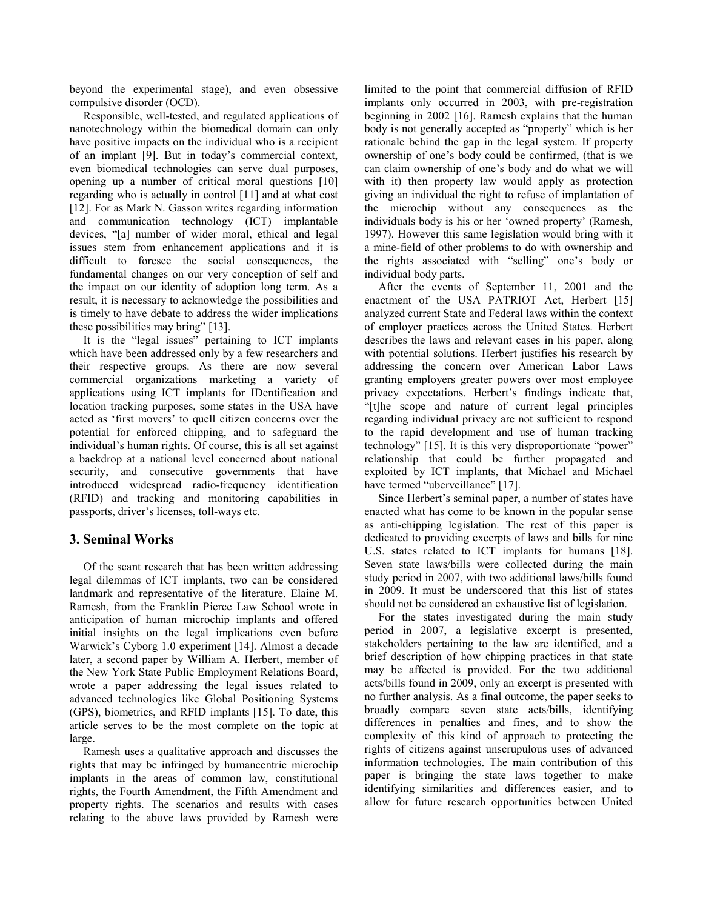beyond the experimental stage), and even obsessive compulsive disorder (OCD).

Responsible, well-tested, and regulated applications of nanotechnology within the biomedical domain can only have positive impacts on the individual who is a recipient of an implant [9]. But in today's commercial context, even biomedical technologies can serve dual purposes, opening up a number of critical moral questions [10] regarding who is actually in control [11] and at what cost [12]. For as Mark N. Gasson writes regarding information and communication technology (ICT) implantable devices, "[a] number of wider moral, ethical and legal issues stem from enhancement applications and it is difficult to foresee the social consequences, the fundamental changes on our very conception of self and the impact on our identity of adoption long term. As a result, it is necessary to acknowledge the possibilities and is timely to have debate to address the wider implications these possibilities may bring" [13].

It is the "legal issues" pertaining to ICT implants which have been addressed only by a few researchers and their respective groups. As there are now several commercial organizations marketing a variety of applications using ICT implants for IDentification and location tracking purposes, some states in the USA have acted as 'first movers' to quell citizen concerns over the potential for enforced chipping, and to safeguard the individual's human rights. Of course, this is all set against a backdrop at a national level concerned about national security, and consecutive governments that have introduced widespread radio-frequency identification (RFID) and tracking and monitoring capabilities in passports, driver's licenses, toll-ways etc.

## 3. Seminal Works

Of the scant research that has been written addressing legal dilemmas of ICT implants, two can be considered landmark and representative of the literature. Elaine M. Ramesh, from the Franklin Pierce Law School wrote in anticipation of human microchip implants and offered initial insights on the legal implications even before Warwick's Cyborg 1.0 experiment [14]. Almost a decade later, a second paper by William A. Herbert, member of the New York State Public Employment Relations Board, wrote a paper addressing the legal issues related to advanced technologies like Global Positioning Systems (GPS), biometrics, and RFID implants [15]. To date, this article serves to be the most complete on the topic at large.

Ramesh uses a qualitative approach and discusses the rights that may be infringed by humancentric microchip implants in the areas of common law, constitutional rights, the Fourth Amendment, the Fifth Amendment and property rights. The scenarios and results with cases relating to the above laws provided by Ramesh were limited to the point that commercial diffusion of RFID implants only occurred in 2003, with pre-registration beginning in 2002 [16]. Ramesh explains that the human body is not generally accepted as "property" which is her rationale behind the gap in the legal system. If property ownership of one's body could be confirmed, (that is we can claim ownership of one's body and do what we will with it) then property law would apply as protection giving an individual the right to refuse of implantation of the microchip without any consequences as the individuals body is his or her 'owned property' (Ramesh, 1997). However this same legislation would bring with it a mine-field of other problems to do with ownership and the rights associated with "selling" one's body or individual body parts.

After the events of September 11, 2001 and the enactment of the USA PATRIOT Act, Herbert [15] analyzed current State and Federal laws within the context of employer practices across the United States. Herbert describes the laws and relevant cases in his paper, along with potential solutions. Herbert justifies his research by addressing the concern over American Labor Laws granting employers greater powers over most employee privacy expectations. Herbert's findings indicate that, "[t]he scope and nature of current legal principles regarding individual privacy are not sufficient to respond to the rapid development and use of human tracking technology" [15]. It is this very disproportionate "power" relationship that could be further propagated and exploited by ICT implants, that Michael and Michael have termed "uberveillance" [17].

Since Herbert's seminal paper, a number of states have enacted what has come to be known in the popular sense as anti-chipping legislation. The rest of this paper is dedicated to providing excerpts of laws and bills for nine U.S. states related to ICT implants for humans [18]. Seven state laws/bills were collected during the main study period in 2007, with two additional laws/bills found in 2009. It must be underscored that this list of states should not be considered an exhaustive list of legislation.

For the states investigated during the main study period in 2007, a legislative excerpt is presented, stakeholders pertaining to the law are identified, and a brief description of how chipping practices in that state may be affected is provided. For the two additional acts/bills found in 2009, only an excerpt is presented with no further analysis. As a final outcome, the paper seeks to broadly compare seven state acts/bills, identifying differences in penalties and fines, and to show the complexity of this kind of approach to protecting the rights of citizens against unscrupulous uses of advanced information technologies. The main contribution of this paper is bringing the state laws together to make identifying similarities and differences easier, and to allow for future research opportunities between United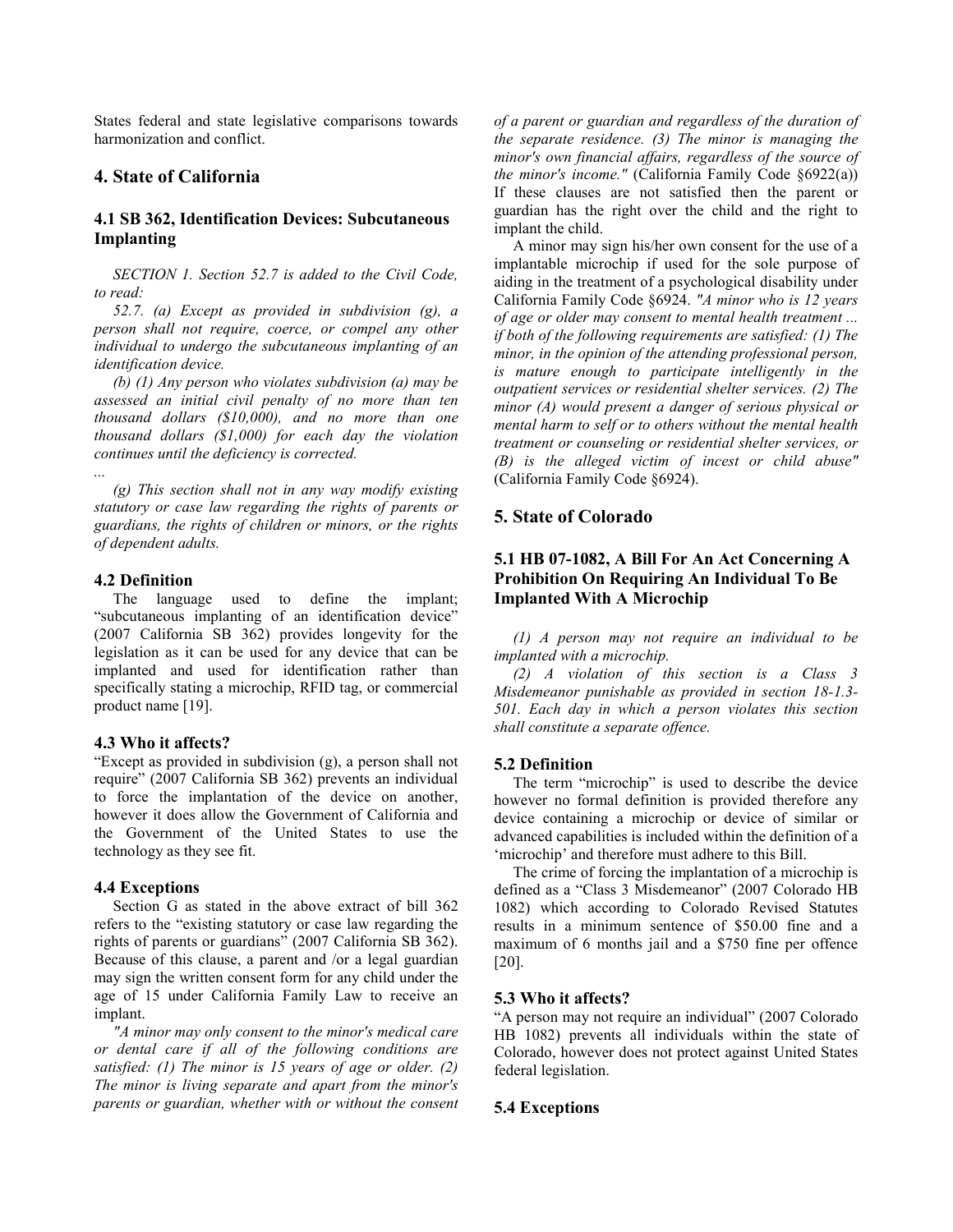States federal and state legislative comparisons towards harmonization and conflict.

## 4. State of California

### 4.1 SB 362, Identification Devices: Subcutaneous Implanting

*SECTION 1. Section 52.7 is added to the Civil Code, to read:*

*52.7. (a) Except as provided in subdivision (g), a person shall not require, coerce, or compel any other individual to undergo the subcutaneous implanting of an identification device.*

*(b) (1) Any person who violates subdivision (a) may be assessed an initial civil penalty of no more than ten thousand dollars ($10,000), and no more than one thousand dollars ($1,000) for each day the violation continues until the deficiency is corrected.*

*...*

*(g) This section shall not in any way modify existing statutory or case law regarding the rights of parents or guardians, the rights of children or minors, or the rights of dependent adults.*

### 4.2 Definition

The language used to define the implant; "subcutaneous implanting of an identification device" (2007 California SB 362) provides longevity for the legislation as it can be used for any device that can be implanted and used for identification rather than specifically stating a microchip, RFID tag, or commercial product name [19].

### 4.3 Who it affects?

"Except as provided in subdivision (g), a person shall not require" (2007 California SB 362) prevents an individual to force the implantation of the device on another, however it does allow the Government of California and the Government of the United States to use the technology as they see fit.

### 4.4 Exceptions

Section G as stated in the above extract of bill 362 refers to the "existing statutory or case law regarding the rights of parents or guardians" (2007 California SB 362). Because of this clause, a parent and /or a legal guardian may sign the written consent form for any child under the age of 15 under California Family Law to receive an implant.

*"A minor may only consent to the minor's medical care or dental care if all of the following conditions are satisfied: (1) The minor is 15 years of age or older. (2) The minor is living separate and apart from the minor's parents or guardian, whether with or without the consent of a parent or guardian and regardless of the duration of the separate residence. (3) The minor is managing the minor's own financial affairs, regardless of the source of the minor's income."* (California Family Code §6922(a)) If these clauses are not satisfied then the parent or guardian has the right over the child and the right to implant the child.

A minor may sign his/her own consent for the use of a implantable microchip if used for the sole purpose of aiding in the treatment of a psychological disability under California Family Code §6924. *"A minor who is 12 years of age or older may consent to mental health treatment ... if both of the following requirements are satisfied: (1) The minor, in the opinion of the attending professional person, is mature enough to participate intelligently in the outpatient services or residential shelter services. (2) The minor (A) would present a danger of serious physical or mental harm to self or to others without the mental health treatment or counseling or residential shelter services, or (B) is the alleged victim of incest or child abuse"* (California Family Code §6924).

## 5. State of Colorado

### 5.1 HB 07-1082, A Bill For An Act Concerning A Prohibition On Requiring An Individual To Be Implanted With A Microchip

*(1) A person may not require an individual to be implanted with a microchip.*

*(2) A violation of this section is a Class 3 Misdemeanor punishable as provided in section 18-1.3-501. Each day in which a person violates this section shall constitute a separate offence.*

### 5.2 Definition

The term "microchip" is used to describe the device however no formal definition is provided therefore any device containing a microchip or device of similar or advanced capabilities is included within the definition of a 'microchip' and therefore must adhere to this Bill.

The crime of forcing the implantation of a microchip is defined as a "Class 3 Misdemeanor" (2007 Colorado HB 1082) which according to Colorado Revised Statutes results in a minimum sentence of $50.00 fine and a maximum of 6 months jail and a $750 fine per offence [20].

### 5.3 Who it affects?

"A person may not require an individual" (2007 Colorado HB 1082) prevents all individuals within the state of Colorado, however does not protect against United States federal legislation.

### 5.4 Exceptions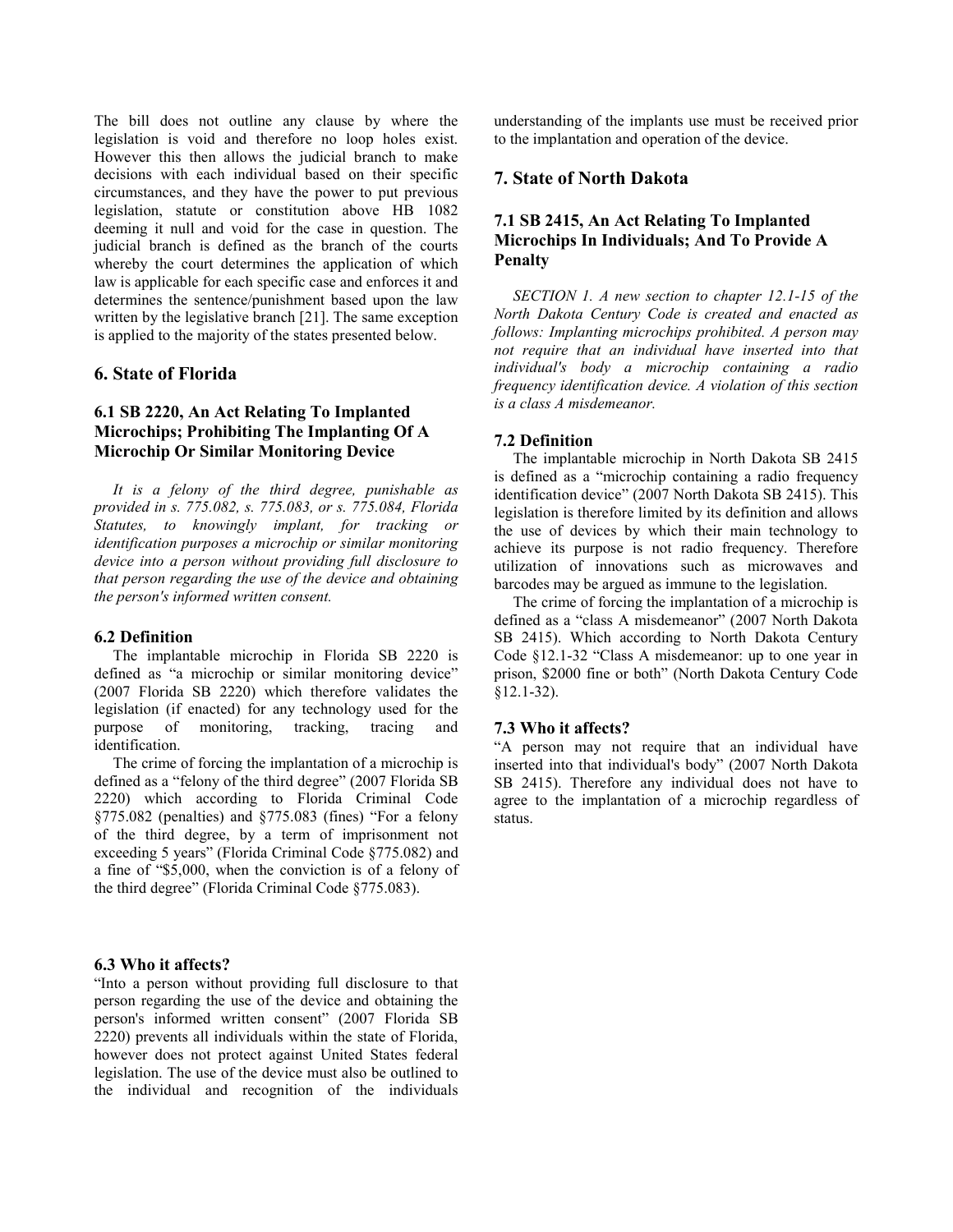The bill does not outline any clause by where the legislation is void and therefore no loop holes exist. However this then allows the judicial branch to make decisions with each individual based on their specific circumstances, and they have the power to put previous legislation, statute or constitution above HB 1082 deeming it null and void for the case in question. The judicial branch is defined as the branch of the courts whereby the court determines the application of which law is applicable for each specific case and enforces it and determines the sentence/punishment based upon the law written by the legislative branch [21]. The same exception is applied to the majority of the states presented below.

## 6. State of Florida

### 6.1 SB 2220, An Act Relating To Implanted Microchips; Prohibiting The Implanting Of A Microchip Or Similar Monitoring Device

*It is a felony of the third degree, punishable as provided in s. 775.082, s. 775.083, or s. 775.084, Florida Statutes, to knowingly implant, for tracking or identification purposes a microchip or similar monitoring device into a person without providing full disclosure to that person regarding the use of the device and obtaining the person's informed written consent.*

### 6.2 Definition

The implantable microchip in Florida SB 2220 is defined as "a microchip or similar monitoring device" (2007 Florida SB 2220) which therefore validates the legislation (if enacted) for any technology used for the purpose of monitoring, tracking, tracing and identification.

The crime of forcing the implantation of a microchip is defined as a "felony of the third degree" (2007 Florida SB 2220) which according to Florida Criminal Code §775.082 (penalties) and §775.083 (fines) "For a felony of the third degree, by a term of imprisonment not exceeding 5 years" (Florida Criminal Code §775.082) and a fine of "$5,000, when the conviction is of a felony of the third degree" (Florida Criminal Code §775.083).

### 6.3 Who it affects?

"Into a person without providing full disclosure to that person regarding the use of the device and obtaining the person's informed written consent" (2007 Florida SB 2220) prevents all individuals within the state of Florida, however does not protect against United States federal legislation. The use of the device must also be outlined to the individual and recognition of the individuals understanding of the implants use must be received prior to the implantation and operation of the device.

## 7. State of North Dakota

### 7.1 SB 2415, An Act Relating To Implanted Microchips In Individuals; And To Provide A Penalty

*SECTION 1. A new section to chapter 12.1-15 of the North Dakota Century Code is created and enacted as follows: Implanting microchips prohibited. A person may not require that an individual have inserted into that individual's body a microchip containing a radio frequency identification device. A violation of this section is a class A misdemeanor.*

### 7.2 Definition

The implantable microchip in North Dakota SB 2415 is defined as a "microchip containing a radio frequency identification device" (2007 North Dakota SB 2415). This legislation is therefore limited by its definition and allows the use of devices by which their main technology to achieve its purpose is not radio frequency. Therefore utilization of innovations such as microwaves and barcodes may be argued as immune to the legislation.

The crime of forcing the implantation of a microchip is defined as a "class A misdemeanor" (2007 North Dakota SB 2415). Which according to North Dakota Century Code §12.1-32 "Class A misdemeanor: up to one year in prison, $2000 fine or both" (North Dakota Century Code §12.1-32).

### 7.3 Who it affects?

"A person may not require that an individual have inserted into that individual's body" (2007 North Dakota SB 2415). Therefore any individual does not have to agree to the implantation of a microchip regardless of status.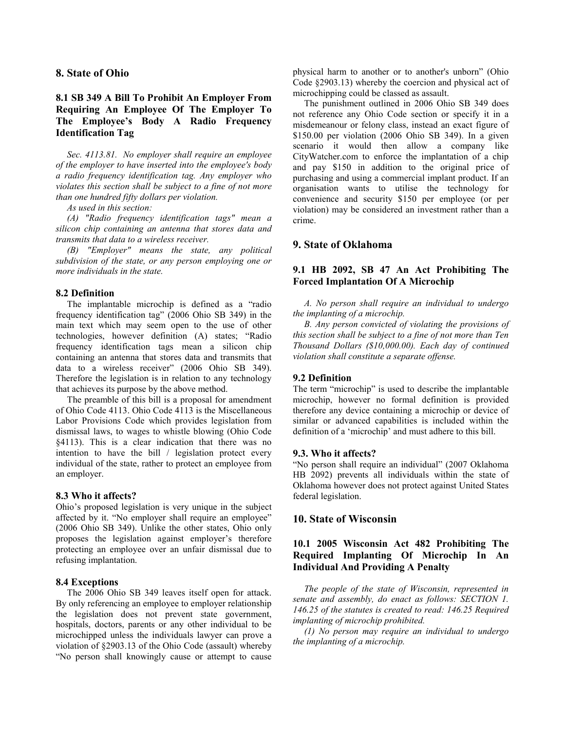## 8. State of Ohio

### 8.1 SB 349 A Bill To Prohibit An Employer From Requiring An Employee Of The Employer To The Employee's Body A Radio Frequency Identification Tag

*Sec. 4113.81. No employer shall require an employee of the employer to have inserted into the employee's body a radio frequency identification tag. Any employer who violates this section shall be subject to a fine of not more than one hundred fifty dollars per violation.*

*As used in this section:*

*(A) "Radio frequency identification tags" mean a silicon chip containing an antenna that stores data and transmits that data to a wireless receiver.*

*(B) "Employer" means the state, any political subdivision of the state, or any person employing one or more individuals in the state.*

#### 8.2 Definition

The implantable microchip is defined as a "radio frequency identification tag" (2006 Ohio SB 349) in the main text which may seem open to the use of other technologies, however definition (A) states; "Radio frequency identification tags mean a silicon chip containing an antenna that stores data and transmits that data to a wireless receiver" (2006 Ohio SB 349). Therefore the legislation is in relation to any technology that achieves its purpose by the above method.

The preamble of this bill is a proposal for amendment of Ohio Code 4113. Ohio Code 4113 is the Miscellaneous Labor Provisions Code which provides legislation from dismissal laws, to wages to whistle blowing (Ohio Code §4113). This is a clear indication that there was no intention to have the bill / legislation protect every individual of the state, rather to protect an employee from an employer.

#### 8.3 Who it affects?

Ohio's proposed legislation is very unique in the subject affected by it. "No employer shall require an employee" (2006 Ohio SB 349). Unlike the other states, Ohio only proposes the legislation against employer's therefore protecting an employee over an unfair dismissal due to refusing implantation.

#### 8.4 Exceptions

The 2006 Ohio SB 349 leaves itself open for attack. By only referencing an employee to employer relationship the legislation does not prevent state government, hospitals, doctors, parents or any other individual to be microchipped unless the individuals lawyer can prove a violation of §2903.13 of the Ohio Code (assault) whereby "No person shall knowingly cause or attempt to cause physical harm to another or to another's unborn" (Ohio Code §2903.13) whereby the coercion and physical act of microchipping could be classed as assault.

The punishment outlined in 2006 Ohio SB 349 does not reference any Ohio Code section or specify it in a misdemeanour or felony class, instead an exact figure of \$150.00 per violation (2006 Ohio SB 349). In a given scenario it would then allow a company like CityWatcher.com to enforce the implantation of a chip and pay \$150 in addition to the original price of purchasing and using a commercial implant product. If an organisation wants to utilise the technology for convenience and security \$150 per employee (or per violation) may be considered an investment rather than a crime.

## 9. State of Oklahoma

### 9.1 HB 2092, SB 47 An Act Prohibiting The Forced Implantation Of A Microchip

*A. No person shall require an individual to undergo the implanting of a microchip.*

*B. Any person convicted of violating the provisions of this section shall be subject to a fine of not more than Ten Thousand Dollars (\$10,000.00). Each day of continued violation shall constitute a separate offense.*

#### 9.2 Definition

The term "microchip" is used to describe the implantable microchip, however no formal definition is provided therefore any device containing a microchip or device of similar or advanced capabilities is included within the definition of a 'microchip' and must adhere to this bill.

#### 9.3. Who it affects?

"No person shall require an individual" (2007 Oklahoma HB 2092) prevents all individuals within the state of Oklahoma however does not protect against United States federal legislation.

## 10. State of Wisconsin

### 10.1 2005 Wisconsin Act 482 Prohibiting The Required Implanting Of Microchip In An Individual And Providing A Penalty

*The people of the state of Wisconsin, represented in senate and assembly, do enact as follows: SECTION 1. 146.25 of the statutes is created to read: 146.25 Required implanting of microchip prohibited.*

*(1) No person may require an individual to undergo the implanting of a microchip.*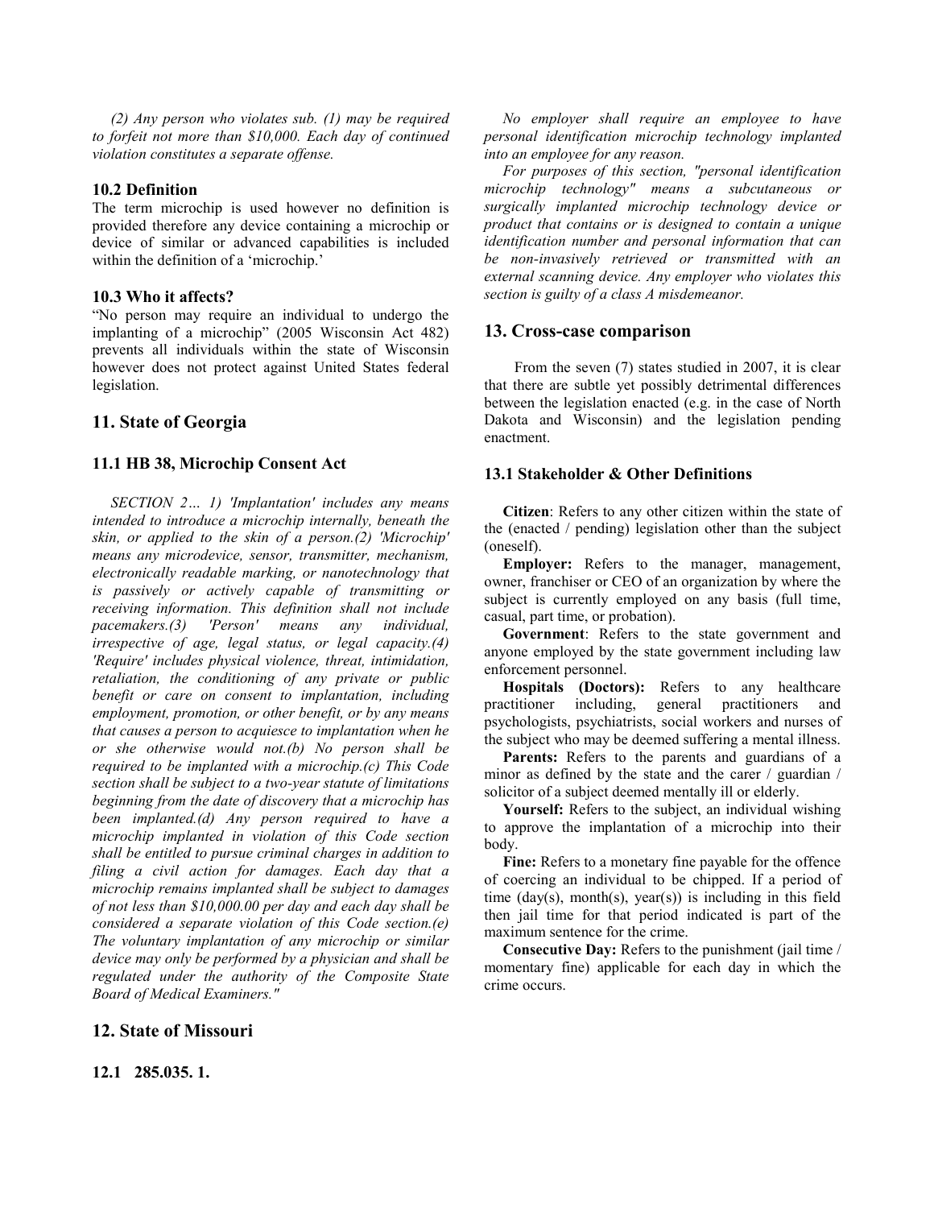*(2) Any person who violates sub. (1) may be required to forfeit not more than $10,000. Each day of continued violation constitutes a separate offense.*

### 10.2 Definition

The term microchip is used however no definition is provided therefore any device containing a microchip or device of similar or advanced capabilities is included within the definition of a 'microchip.'

### 10.3 Who it affects?

"No person may require an individual to undergo the implanting of a microchip" (2005 Wisconsin Act 482) prevents all individuals within the state of Wisconsin however does not protect against United States federal legislation.

## 11. State of Georgia

### 11.1 HB 38, Microchip Consent Act

*SECTION 2… 1) 'Implantation' includes any means intended to introduce a microchip internally, beneath the skin, or applied to the skin of a person.(2) 'Microchip' means any microdevice, sensor, transmitter, mechanism, electronically readable marking, or nanotechnology that is passively or actively capable of transmitting or receiving information. This definition shall not include pacemakers.(3) 'Person' means any individual, irrespective of age, legal status, or legal capacity.(4) 'Require' includes physical violence, threat, intimidation, retaliation, the conditioning of any private or public benefit or care on consent to implantation, including employment, promotion, or other benefit, or by any means that causes a person to acquiesce to implantation when he or she otherwise would not.(b) No person shall be required to be implanted with a microchip.(c) This Code section shall be subject to a two-year statute of limitations beginning from the date of discovery that a microchip has been implanted.(d) Any person required to have a microchip implanted in violation of this Code section shall be entitled to pursue criminal charges in addition to filing a civil action for damages. Each day that a microchip remains implanted shall be subject to damages of not less than $10,000.00 per day and each day shall be considered a separate violation of this Code section.(e) The voluntary implantation of any microchip or similar device may only be performed by a physician and shall be regulated under the authority of the Composite State Board of Medical Examiners."*

## 12. State of Missouri

### 12.1 285.035. 1.

*No employer shall require an employee to have personal identification microchip technology implanted into an employee for any reason.*

*For purposes of this section, "personal identification microchip technology" means a subcutaneous or surgically implanted microchip technology device or product that contains or is designed to contain a unique identification number and personal information that can be non-invasively retrieved or transmitted with an external scanning device. Any employer who violates this section is guilty of a class A misdemeanor.*

## 13. Cross-case comparison

From the seven (7) states studied in 2007, it is clear that there are subtle yet possibly detrimental differences between the legislation enacted (e.g. in the case of North Dakota and Wisconsin) and the legislation pending enactment.

### 13.1 Stakeholder & Other Definitions

**Citizen**: Refers to any other citizen within the state of the (enacted / pending) legislation other than the subject (oneself).

**Employer:** Refers to the manager, management, owner, franchiser or CEO of an organization by where the subject is currently employed on any basis (full time, casual, part time, or probation).

**Government**: Refers to the state government and anyone employed by the state government including law enforcement personnel.

**Hospitals (Doctors):** Refers to any healthcare practitioner including, general practitioners and psychologists, psychiatrists, social workers and nurses of the subject who may be deemed suffering a mental illness.

**Parents:** Refers to the parents and guardians of a minor as defined by the state and the carer / guardian / solicitor of a subject deemed mentally ill or elderly.

**Yourself:** Refers to the subject, an individual wishing to approve the implantation of a microchip into their body.

**Fine:** Refers to a monetary fine payable for the offence of coercing an individual to be chipped. If a period of time (day(s), month(s), year(s)) is including in this field then jail time for that period indicated is part of the maximum sentence for the crime.

**Consecutive Day:** Refers to the punishment (jail time / momentary fine) applicable for each day in which the crime occurs.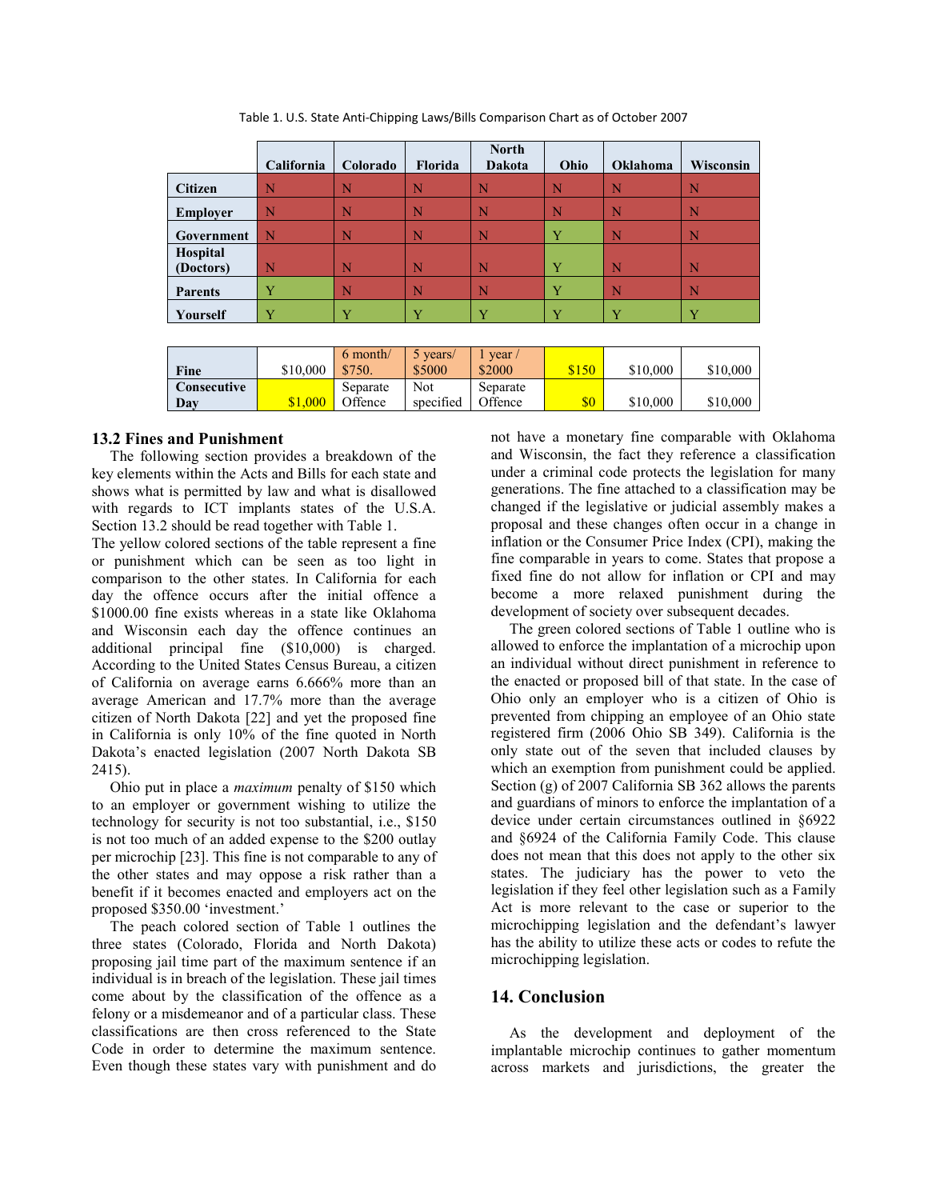Table 1. U.S. State Anti-Chipping Laws/Bills Comparison Chart as of October 2007

| | California | Colorado | Florida | North Dakota | Ohio | Oklahoma | Wisconsin |
|---|---|---|---|---|---|---|---|
| **Citizen** | N | N | N | N | N | N | N |
| **Employer** | N | N | N | N | N | N | N |
| **Government** | N | N | N | N | Y | N | N |
| **Hospital (Doctors)** | N | N | N | N | Y | N | N |
| **Parents** | Y | N | N | N | Y | N | N |
| **Yourself** | Y | Y | Y | Y | Y | Y | Y |
| **Fine** | $10,000 | 6 month/ $750. | 5 years/ $5000 | 1 year / $2000 | $150 | $10,000 | $10,000 |
| **Consecutive Day** | $1,000 | Separate Offence | Not specified | Separate Offence | $0 | $10,000 | $10,000 |

### 13.2 Fines and Punishment

The following section provides a breakdown of the key elements within the Acts and Bills for each state and shows what is permitted by law and what is disallowed with regards to ICT implants states of the U.S.A. Section 13.2 should be read together with Table 1.

The yellow colored sections of the table represent a fine or punishment which can be seen as too light in comparison to the other states. In California for each day the offence occurs after the initial offence a $1000.00 fine exists whereas in a state like Oklahoma and Wisconsin each day the offence continues an additional principal fine ($10,000) is charged. According to the United States Census Bureau, a citizen of California on average earns 6.666% more than an average American and 17.7% more than the average citizen of North Dakota [22] and yet the proposed fine in California is only 10% of the fine quoted in North Dakota's enacted legislation (2007 North Dakota SB 2415).

Ohio put in place a *maximum* penalty of $150 which to an employer or government wishing to utilize the technology for security is not too substantial, i.e., $150 is not too much of an added expense to the $200 outlay per microchip [23]. This fine is not comparable to any of the other states and may oppose a risk rather than a benefit if it becomes enacted and employers act on the proposed $350.00 'investment.'

The peach colored section of Table 1 outlines the three states (Colorado, Florida and North Dakota) proposing jail time part of the maximum sentence if an individual is in breach of the legislation. These jail times come about by the classification of the offence as a felony or a misdemeanor and of a particular class. These classifications are then cross referenced to the State Code in order to determine the maximum sentence. Even though these states vary with punishment and do not have a monetary fine comparable with Oklahoma and Wisconsin, the fact they reference a classification under a criminal code protects the legislation for many generations. The fine attached to a classification may be changed if the legislative or judicial assembly makes a proposal and these changes often occur in a change in inflation or the Consumer Price Index (CPI), making the fine comparable in years to come. States that propose a fixed fine do not allow for inflation or CPI and may become a more relaxed punishment during the development of society over subsequent decades.

The green colored sections of Table 1 outline who is allowed to enforce the implantation of a microchip upon an individual without direct punishment in reference to the enacted or proposed bill of that state. In the case of Ohio only an employer who is a citizen of Ohio is prevented from chipping an employee of an Ohio state registered firm (2006 Ohio SB 349). California is the only state out of the seven that included clauses by which an exemption from punishment could be applied. Section (g) of 2007 California SB 362 allows the parents and guardians of minors to enforce the implantation of a device under certain circumstances outlined in §6922 and §6924 of the California Family Code. This clause does not mean that this does not apply to the other six states. The judiciary has the power to veto the legislation if they feel other legislation such as a Family Act is more relevant to the case or superior to the microchipping legislation and the defendant's lawyer has the ability to utilize these acts or codes to refute the microchipping legislation.

## 14. Conclusion

As the development and deployment of the implantable microchip continues to gather momentum across markets and jurisdictions, the greater the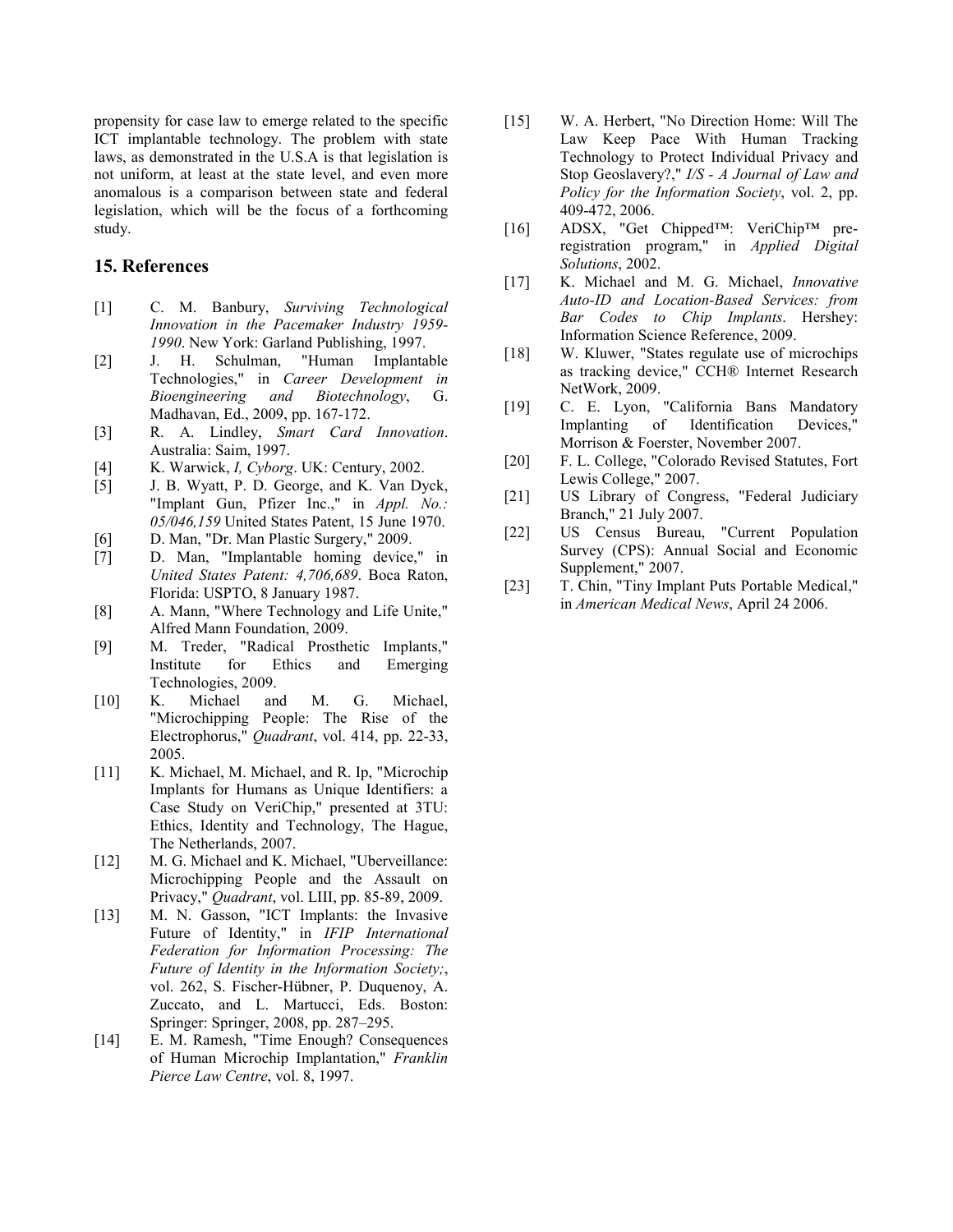propensity for case law to emerge related to the specific ICT implantable technology. The problem with state laws, as demonstrated in the U.S.A is that legislation is not uniform, at least at the state level, and even more anomalous is a comparison between state and federal legislation, which will be the focus of a forthcoming study.

## 15. References

[1] C. M. Banbury, *Surviving Technological Innovation in the Pacemaker Industry 1959-1990*. New York: Garland Publishing, 1997.

[2] J. H. Schulman, "Human Implantable Technologies," in *Career Development in Bioengineering and Biotechnology*, G. Madhavan, Ed., 2009, pp. 167-172.

[3] R. A. Lindley, *Smart Card Innovation*. Australia: Saim, 1997.

[4] K. Warwick, *I, Cyborg*. UK: Century, 2002.

[5] J. B. Wyatt, P. D. George, and K. Van Dyck, "Implant Gun, Pfizer Inc.," in *Appl. No.: 05/046,159* United States Patent, 15 June 1970.

[6] D. Man, "Dr. Man Plastic Surgery," 2009.

[7] D. Man, "Implantable homing device," in *United States Patent: 4,706,689*. Boca Raton, Florida: USPTO, 8 January 1987.

[8] A. Mann, "Where Technology and Life Unite," Alfred Mann Foundation, 2009.

[9] M. Treder, "Radical Prosthetic Implants," Institute for Ethics and Emerging Technologies, 2009.

[10] K. Michael and M. G. Michael, "Microchipping People: The Rise of the Electrophorus," *Quadrant*, vol. 414, pp. 22-33, 2005.

[11] K. Michael, M. Michael, and R. Ip, "Microchip Implants for Humans as Unique Identifiers: a Case Study on VeriChip," presented at 3TU: Ethics, Identity and Technology, The Hague, The Netherlands, 2007.

[12] M. G. Michael and K. Michael, "Uberveillance: Microchipping People and the Assault on Privacy," *Quadrant*, vol. LIII, pp. 85-89, 2009.

[13] M. N. Gasson, "ICT Implants: the Invasive Future of Identity," in *IFIP International Federation for Information Processing: The Future of Identity in the Information Society;*, vol. 262, S. Fischer-Hübner, P. Duquenoy, A. Zuccato, and L. Martucci, Eds. Boston: Springer: Springer, 2008, pp. 287–295.

[14] E. M. Ramesh, "Time Enough? Consequences of Human Microchip Implantation," *Franklin Pierce Law Centre*, vol. 8, 1997.

[15] W. A. Herbert, "No Direction Home: Will The Law Keep Pace With Human Tracking Technology to Protect Individual Privacy and Stop Geoslavery?," *I/S - A Journal of Law and Policy for the Information Society*, vol. 2, pp. 409-472, 2006.

[16] ADSX, "Get Chipped™: VeriChip™ pre-registration program," in *Applied Digital Solutions*, 2002.

[17] K. Michael and M. G. Michael, *Innovative Auto-ID and Location-Based Services: from Bar Codes to Chip Implants*. Hershey: Information Science Reference, 2009.

[18] W. Kluwer, "States regulate use of microchips as tracking device," CCH® Internet Research NetWork, 2009.

[19] C. E. Lyon, "California Bans Mandatory Implanting of Identification Devices," Morrison & Foerster, November 2007.

[20] F. L. College, "Colorado Revised Statutes, Fort Lewis College," 2007.

[21] US Library of Congress, "Federal Judiciary Branch," 21 July 2007.

[22] US Census Bureau, "Current Population Survey (CPS): Annual Social and Economic Supplement," 2007.

[23] T. Chin, "Tiny Implant Puts Portable Medical," in *American Medical News*, April 24 2006.